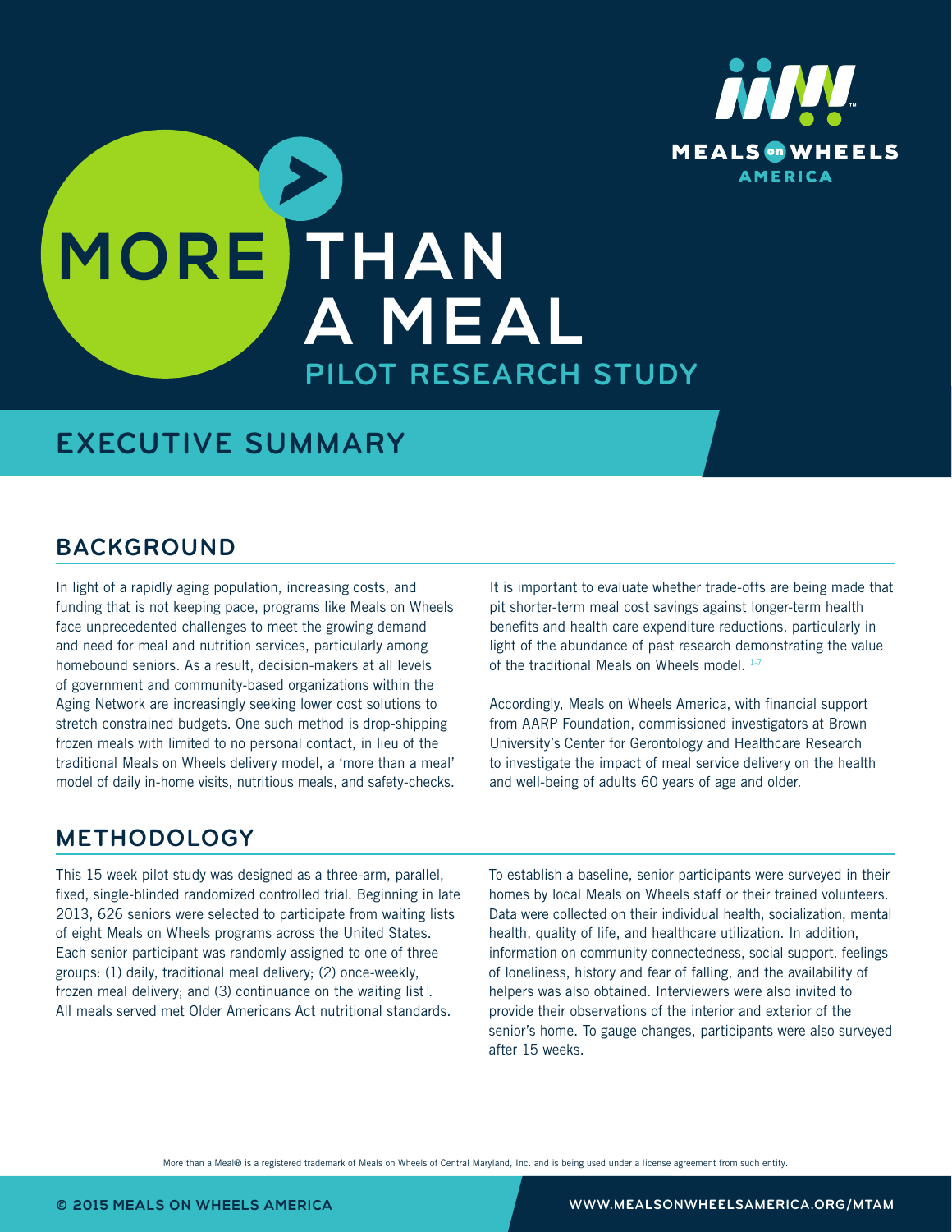MEALS on WHEELS AMERICA

# MORE THAN A MEAL

### PILOT RESEARCH STUDY

## EXECUTIVE SUMMARY

## BACKGROUND

In light of a rapidly aging population, increasing costs, and funding that is not keeping pace, programs like Meals on Wheels face unprecedented challenges to meet the growing demand and need for meal and nutrition services, particularly among homebound seniors. As a result, decision-makers at all levels of government and community-based organizations within the Aging Network are increasingly seeking lower cost solutions to stretch constrained budgets. One such method is drop-shipping frozen meals with limited to no personal contact, in lieu of the traditional Meals on Wheels delivery model, a 'more than a meal' model of daily in-home visits, nutritious meals, and safety-checks.

It is important to evaluate whether trade-offs are being made that pit shorter-term meal cost savings against longer-term health benefits and health care expenditure reductions, particularly in light of the abundance of past research demonstrating the value of the traditional Meals on Wheels model. [1-7]

Accordingly, Meals on Wheels America, with financial support from AARP Foundation, commissioned investigators at Brown University's Center for Gerontology and Healthcare Research to investigate the impact of meal service delivery on the health and well-being of adults 60 years of age and older.

## METHODOLOGY

This 15 week pilot study was designed as a three-arm, parallel, fixed, single-blinded randomized controlled trial. Beginning in late 2013, 626 seniors were selected to participate from waiting lists of eight Meals on Wheels programs across the United States. Each senior participant was randomly assigned to one of three groups: (1) daily, traditional meal delivery; (2) once-weekly, frozen meal delivery; and (3) continuance on the waiting list [i]. All meals served met Older Americans Act nutritional standards.

To establish a baseline, senior participants were surveyed in their homes by local Meals on Wheels staff or their trained volunteers. Data were collected on their individual health, socialization, mental health, quality of life, and healthcare utilization. In addition, information on community connectedness, social support, feelings of loneliness, history and fear of falling, and the availability of helpers was also obtained. Interviewers were also invited to provide their observations of the interior and exterior of the senior's home. To gauge changes, participants were also surveyed after 15 weeks.

More than a Meal® is a registered trademark of Meals on Wheels of Central Maryland, Inc. and is being used under a license agreement from such entity.

© 2015 MEALS ON WHEELS AMERICA

WWW.MEALSONWHEELSAMERICA.ORG/MTAM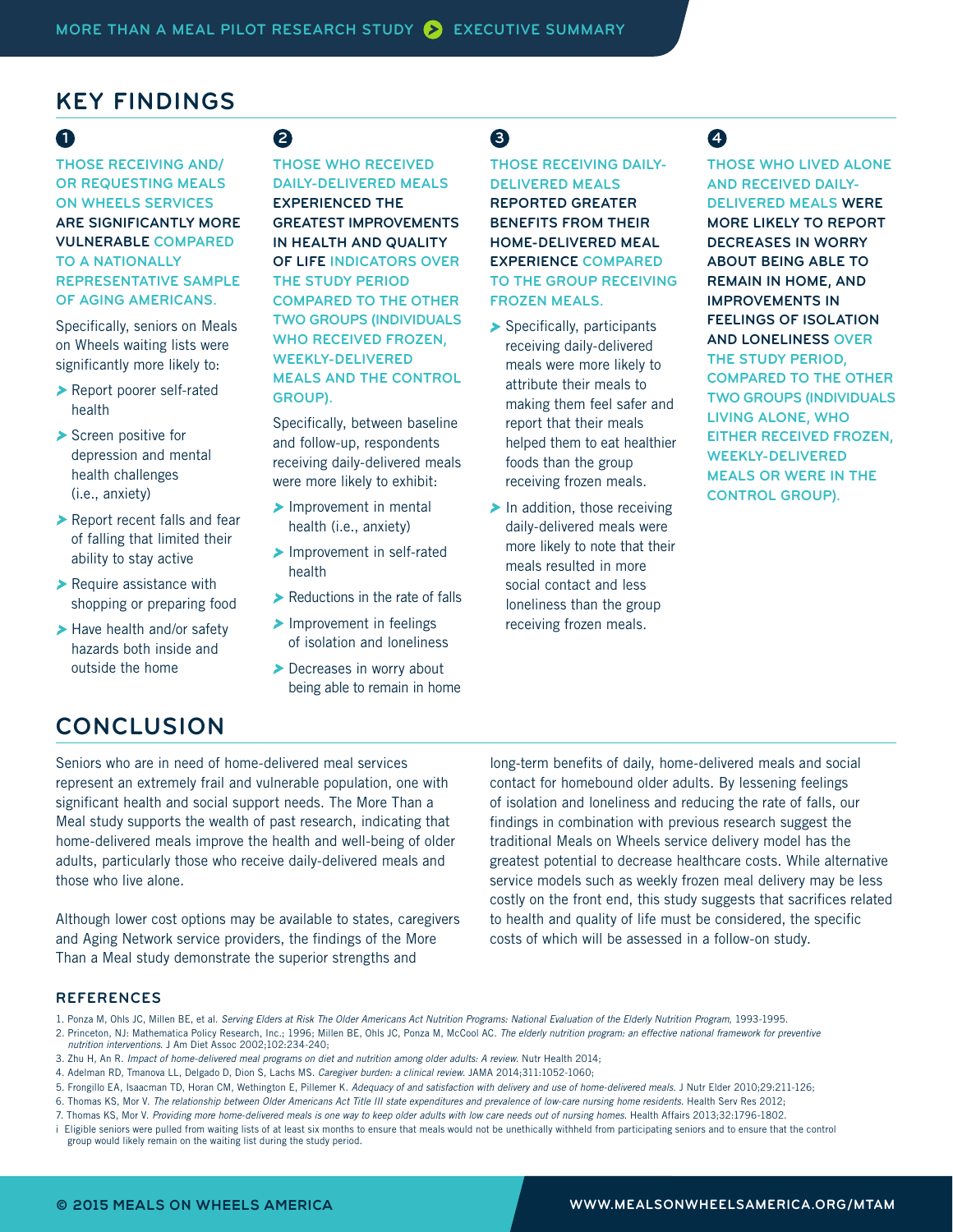## KEY FINDINGS

**1**

**THOSE RECEIVING AND/ OR REQUESTING MEALS ON WHEELS SERVICES ARE SIGNIFICANTLY MORE VULNERABLE COMPARED TO A NATIONALLY REPRESENTATIVE SAMPLE OF AGING AMERICANS.**

Specifically, seniors on Meals on Wheels waiting lists were significantly more likely to:

- Report poorer self-rated health
- Screen positive for depression and mental health challenges (i.e., anxiety)
- Report recent falls and fear of falling that limited their ability to stay active
- Require assistance with shopping or preparing food
- Have health and/or safety hazards both inside and outside the home

**2**

**THOSE WHO RECEIVED DAILY-DELIVERED MEALS EXPERIENCED THE GREATEST IMPROVEMENTS IN HEALTH AND QUALITY OF LIFE INDICATORS OVER THE STUDY PERIOD COMPARED TO THE OTHER TWO GROUPS (INDIVIDUALS WHO RECEIVED FROZEN, WEEKLY-DELIVERED MEALS AND THE CONTROL GROUP).**

Specifically, between baseline and follow-up, respondents receiving daily-delivered meals were more likely to exhibit:

- Improvement in mental health (i.e., anxiety)
- Improvement in self-rated health
- Reductions in the rate of falls
- Improvement in feelings of isolation and loneliness
- Decreases in worry about being able to remain in home

**3**

**THOSE RECEIVING DAILY-DELIVERED MEALS REPORTED GREATER BENEFITS FROM THEIR HOME-DELIVERED MEAL EXPERIENCE COMPARED TO THE GROUP RECEIVING FROZEN MEALS.**

- Specifically, participants receiving daily-delivered meals were more likely to attribute their meals to making them feel safer and report that their meals helped them to eat healthier foods than the group receiving frozen meals.
- In addition, those receiving daily-delivered meals were more likely to note that their meals resulted in more social contact and less loneliness than the group receiving frozen meals.

**4**

**THOSE WHO LIVED ALONE AND RECEIVED DAILY-DELIVERED MEALS WERE MORE LIKELY TO REPORT DECREASES IN WORRY ABOUT BEING ABLE TO REMAIN IN HOME, AND IMPROVEMENTS IN FEELINGS OF ISOLATION AND LONELINESS OVER THE STUDY PERIOD, COMPARED TO THE OTHER TWO GROUPS (INDIVIDUALS LIVING ALONE, WHO EITHER RECEIVED FROZEN, WEEKLY-DELIVERED MEALS OR WERE IN THE CONTROL GROUP).**

## CONCLUSION

Seniors who are in need of home-delivered meal services represent an extremely frail and vulnerable population, one with significant health and social support needs. The More Than a Meal study supports the wealth of past research, indicating that home-delivered meals improve the health and well-being of older adults, particularly those who receive daily-delivered meals and those who live alone.

Although lower cost options may be available to states, caregivers and Aging Network service providers, the findings of the More Than a Meal study demonstrate the superior strengths and long-term benefits of daily, home-delivered meals and social contact for homebound older adults. By lessening feelings of isolation and loneliness and reducing the rate of falls, our findings in combination with previous research suggest the traditional Meals on Wheels service delivery model has the greatest potential to decrease healthcare costs. While alternative service models such as weekly frozen meal delivery may be less costly on the front end, this study suggests that sacrifices related to health and quality of life must be considered, the specific costs of which will be assessed in a follow-on study.

### REFERENCES

1. Ponza M, Ohls JC, Millen BE, et al. *Serving Elders at Risk The Older Americans Act Nutrition Programs: National Evaluation of the Elderly Nutrition Program*, 1993-1995.
2. Princeton, NJ: Mathematica Policy Research, Inc.; 1996; Millen BE, Ohls JC, Ponza M, McCool AC. *The elderly nutrition program: an effective national framework for preventive nutrition interventions.* J Am Diet Assoc 2002;102:234-240;
3. Zhu H, An R. *Impact of home-delivered meal programs on diet and nutrition among older adults: A review.* Nutr Health 2014;
4. Adelman RD, Tmanova LL, Delgado D, Dion S, Lachs MS. *Caregiver burden: a clinical review.* JAMA 2014;311:1052-1060;
5. Frongillo EA, Isaacman TD, Horan CM, Wethington E, Pillemer K. *Adequacy of and satisfaction with delivery and use of home-delivered meals.* J Nutr Elder 2010;29:211-126;
6. Thomas KS, Mor V. *The relationship between Older Americans Act Title III state expenditures and prevalence of low-care nursing home residents.* Health Serv Res 2012;
7. Thomas KS, Mor V. *Providing more home-delivered meals is one way to keep older adults with low care needs out of nursing homes.* Health Affairs 2013;32:1796-1802.

i Eligible seniors were pulled from waiting lists of at least six months to ensure that meals would not be unethically withheld from participating seniors and to ensure that the control group would likely remain on the waiting list during the study period.